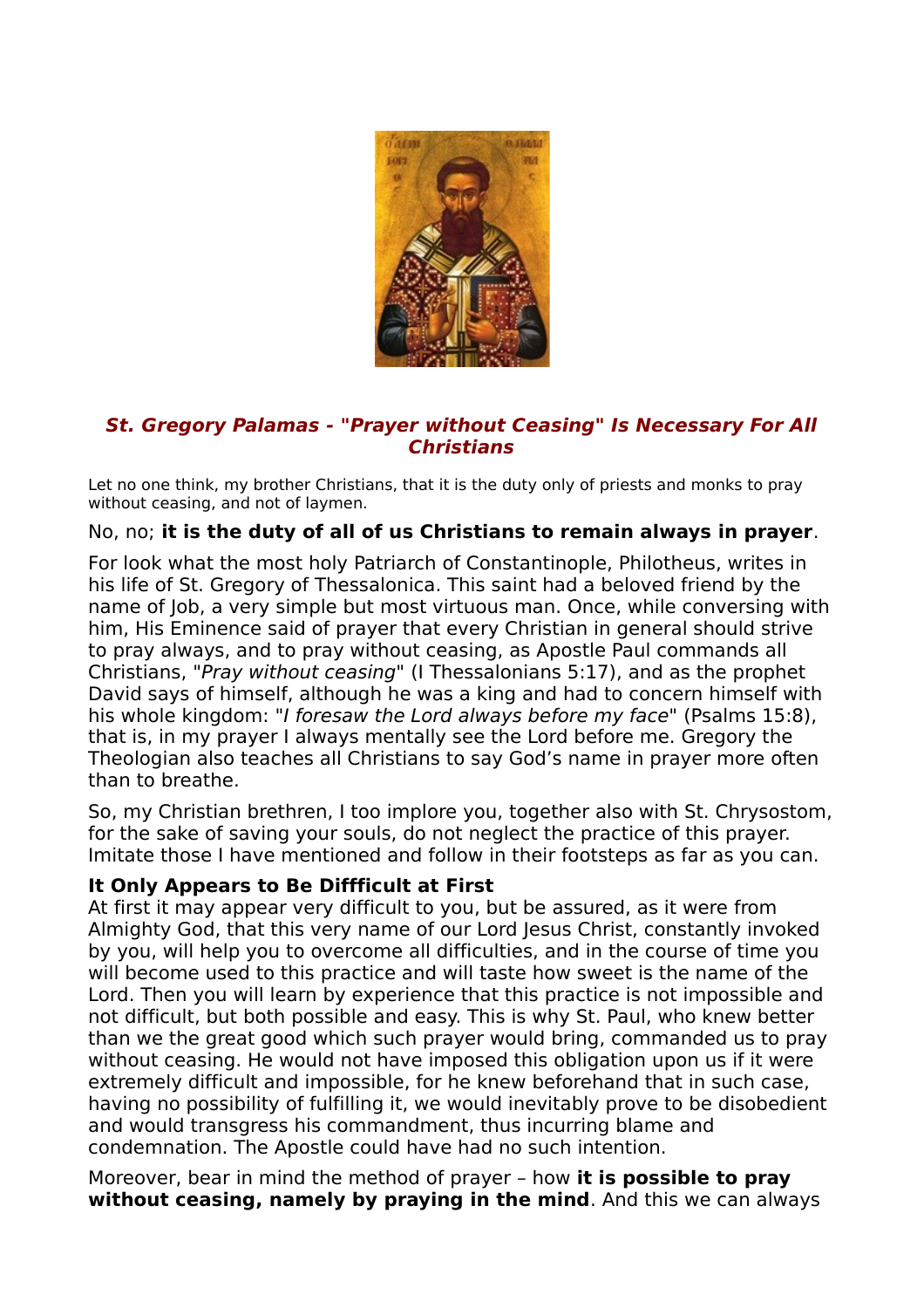## ***St. Gregory Palamas - "Prayer without Ceasing" Is Necessary For All Christians***

Let no one think, my brother Christians, that it is the duty only of priests and monks to pray without ceasing, and not of laymen.

No, no; **it is the duty of all of us Christians to remain always in prayer**.

For look what the most holy Patriarch of Constantinople, Philotheus, writes in his life of St. Gregory of Thessalonica. This saint had a beloved friend by the name of Job, a very simple but most virtuous man. Once, while conversing with him, His Eminence said of prayer that every Christian in general should strive to pray always, and to pray without ceasing, as Apostle Paul commands all Christians, "*Pray without ceasing*" (I Thessalonians 5:17), and as the prophet David says of himself, although he was a king and had to concern himself with his whole kingdom: "*I foresaw the Lord always before my face*" (Psalms 15:8), that is, in my prayer I always mentally see the Lord before me. Gregory the Theologian also teaches all Christians to say God's name in prayer more often than to breathe.

So, my Christian brethren, I too implore you, together also with St. Chrysostom, for the sake of saving your souls, do not neglect the practice of this prayer. Imitate those I have mentioned and follow in their footsteps as far as you can.

**It Only Appears to Be Diffficult at First**

At first it may appear very difficult to you, but be assured, as it were from Almighty God, that this very name of our Lord Jesus Christ, constantly invoked by you, will help you to overcome all difficulties, and in the course of time you will become used to this practice and will taste how sweet is the name of the Lord. Then you will learn by experience that this practice is not impossible and not difficult, but both possible and easy. This is why St. Paul, who knew better than we the great good which such prayer would bring, commanded us to pray without ceasing. He would not have imposed this obligation upon us if it were extremely difficult and impossible, for he knew beforehand that in such case, having no possibility of fulfilling it, we would inevitably prove to be disobedient and would transgress his commandment, thus incurring blame and condemnation. The Apostle could have had no such intention.

Moreover, bear in mind the method of prayer – how **it is possible to pray without ceasing, namely by praying in the mind**. And this we can always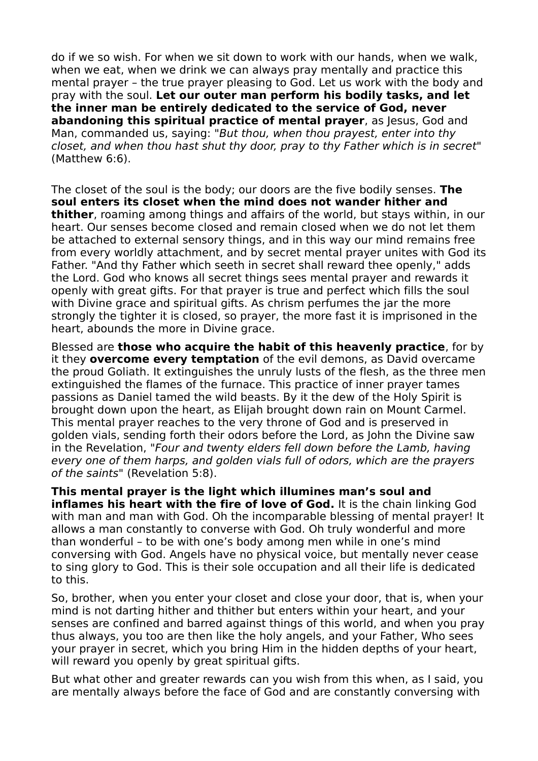do if we so wish. For when we sit down to work with our hands, when we walk, when we eat, when we drink we can always pray mentally and practice this mental prayer – the true prayer pleasing to God. Let us work with the body and pray with the soul. **Let our outer man perform his bodily tasks, and let the inner man be entirely dedicated to the service of God, never abandoning this spiritual practice of mental prayer**, as Jesus, God and Man, commanded us, saying: "*But thou, when thou prayest, enter into thy closet, and when thou hast shut thy door, pray to thy Father which is in secret*" (Matthew 6:6).

The closet of the soul is the body; our doors are the five bodily senses. **The soul enters its closet when the mind does not wander hither and thither**, roaming among things and affairs of the world, but stays within, in our heart. Our senses become closed and remain closed when we do not let them be attached to external sensory things, and in this way our mind remains free from every worldly attachment, and by secret mental prayer unites with God its Father. "And thy Father which seeth in secret shall reward thee openly," adds the Lord. God who knows all secret things sees mental prayer and rewards it openly with great gifts. For that prayer is true and perfect which fills the soul with Divine grace and spiritual gifts. As chrism perfumes the jar the more strongly the tighter it is closed, so prayer, the more fast it is imprisoned in the heart, abounds the more in Divine grace.

Blessed are **those who acquire the habit of this heavenly practice**, for by it they **overcome every temptation** of the evil demons, as David overcame the proud Goliath. It extinguishes the unruly lusts of the flesh, as the three men extinguished the flames of the furnace. This practice of inner prayer tames passions as Daniel tamed the wild beasts. By it the dew of the Holy Spirit is brought down upon the heart, as Elijah brought down rain on Mount Carmel. This mental prayer reaches to the very throne of God and is preserved in golden vials, sending forth their odors before the Lord, as John the Divine saw in the Revelation, "*Four and twenty elders fell down before the Lamb, having every one of them harps, and golden vials full of odors, which are the prayers of the saints*" (Revelation 5:8).

**This mental prayer is the light which illumines man's soul and inflames his heart with the fire of love of God.** It is the chain linking God with man and man with God. Oh the incomparable blessing of mental prayer! It allows a man constantly to converse with God. Oh truly wonderful and more than wonderful – to be with one's body among men while in one's mind conversing with God. Angels have no physical voice, but mentally never cease to sing glory to God. This is their sole occupation and all their life is dedicated to this.

So, brother, when you enter your closet and close your door, that is, when your mind is not darting hither and thither but enters within your heart, and your senses are confined and barred against things of this world, and when you pray thus always, you too are then like the holy angels, and your Father, Who sees your prayer in secret, which you bring Him in the hidden depths of your heart, will reward you openly by great spiritual gifts.

But what other and greater rewards can you wish from this when, as I said, you are mentally always before the face of God and are constantly conversing with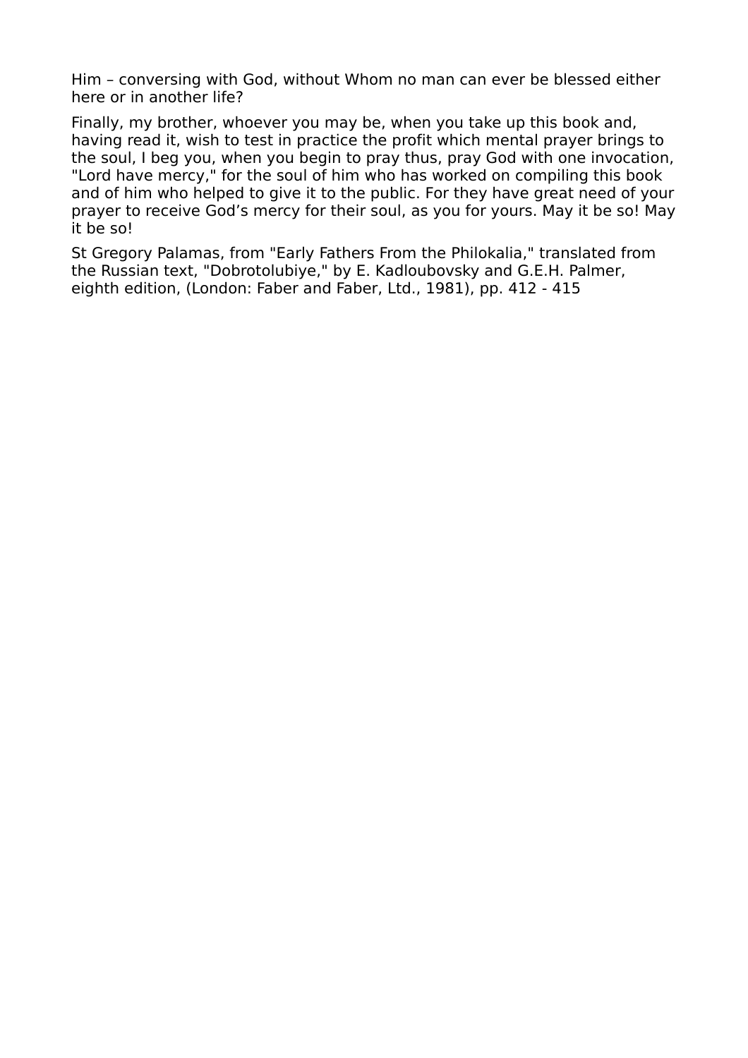Him – conversing with God, without Whom no man can ever be blessed either here or in another life?

Finally, my brother, whoever you may be, when you take up this book and, having read it, wish to test in practice the profit which mental prayer brings to the soul, I beg you, when you begin to pray thus, pray God with one invocation, "Lord have mercy," for the soul of him who has worked on compiling this book and of him who helped to give it to the public. For they have great need of your prayer to receive God's mercy for their soul, as you for yours. May it be so! May it be so!

St Gregory Palamas, from "Early Fathers From the Philokalia," translated from the Russian text, "Dobrotolubiye," by E. Kadloubovsky and G.E.H. Palmer, eighth edition, (London: Faber and Faber, Ltd., 1981), pp. 412 - 415